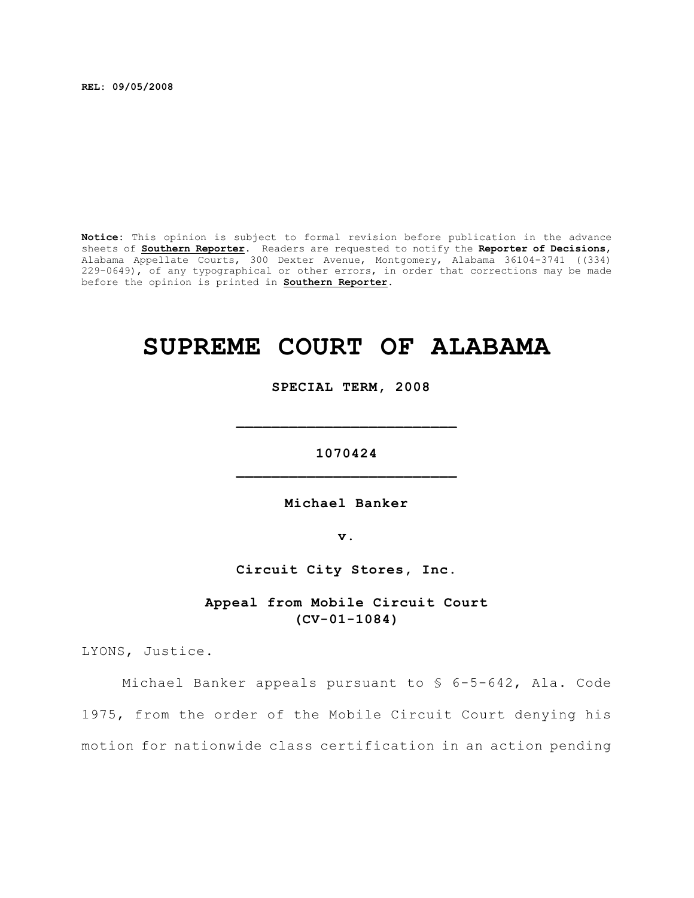**REL: 09/05/2008**

**Notice:** This opinion is subject to formal revision before publication in the advance sheets of **Southern Reporter**. Readers are requested to notify the **Reporter of Decisions**, Alabama Appellate Courts, 300 Dexter Avenue, Montgomery, Alabama 36104-3741 ((334) 229-0649), of any typographical or other errors, in order that corrections may be made before the opinion is printed in **Southern Reporter**.

# SUPREME COURT OF ALABAMA

**SPECIAL TERM, 2008**

---

**1070424**

---

**Michael Banker**

**v.**

**Circuit City Stores, Inc.**

**Appeal from Mobile Circuit Court (CV-01-1084)**

LYONS, Justice.

Michael Banker appeals pursuant to § 6-5-642, Ala. Code 1975, from the order of the Mobile Circuit Court denying his motion for nationwide class certification in an action pending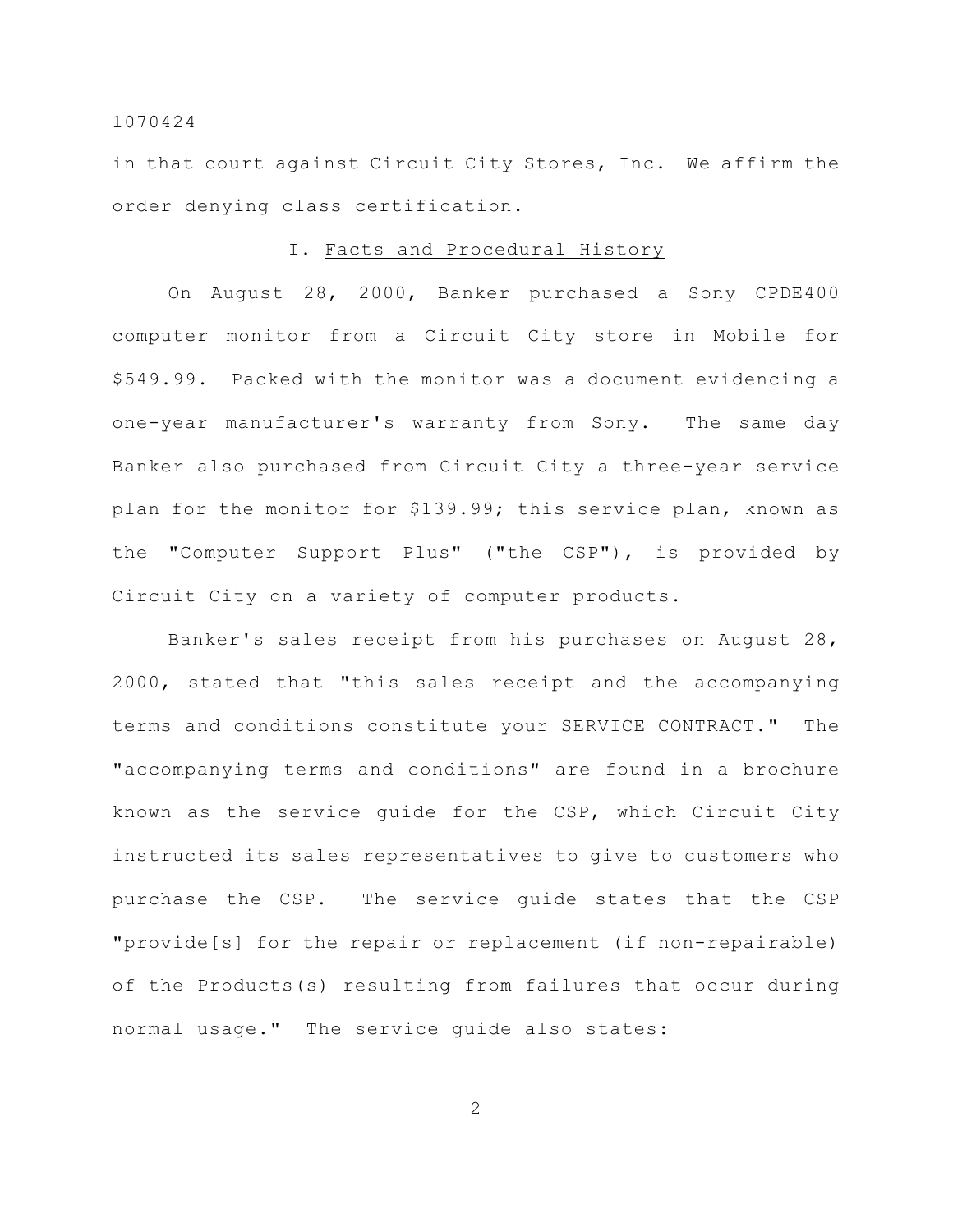in that court against Circuit City Stores, Inc. We affirm the order denying class certification.

## I. Facts and Procedural History

On August 28, 2000, Banker purchased a Sony CPDE400 computer monitor from a Circuit City store in Mobile for $549.99. Packed with the monitor was a document evidencing a one-year manufacturer's warranty from Sony. The same day Banker also purchased from Circuit City a three-year service plan for the monitor for $139.99; this service plan, known as the "Computer Support Plus" ("the CSP"), is provided by Circuit City on a variety of computer products.

Banker's sales receipt from his purchases on August 28, 2000, stated that "this sales receipt and the accompanying terms and conditions constitute your SERVICE CONTRACT." The "accompanying terms and conditions" are found in a brochure known as the service guide for the CSP, which Circuit City instructed its sales representatives to give to customers who purchase the CSP. The service guide states that the CSP "provide[s] for the repair or replacement (if non-repairable) of the Products(s) resulting from failures that occur during normal usage." The service guide also states: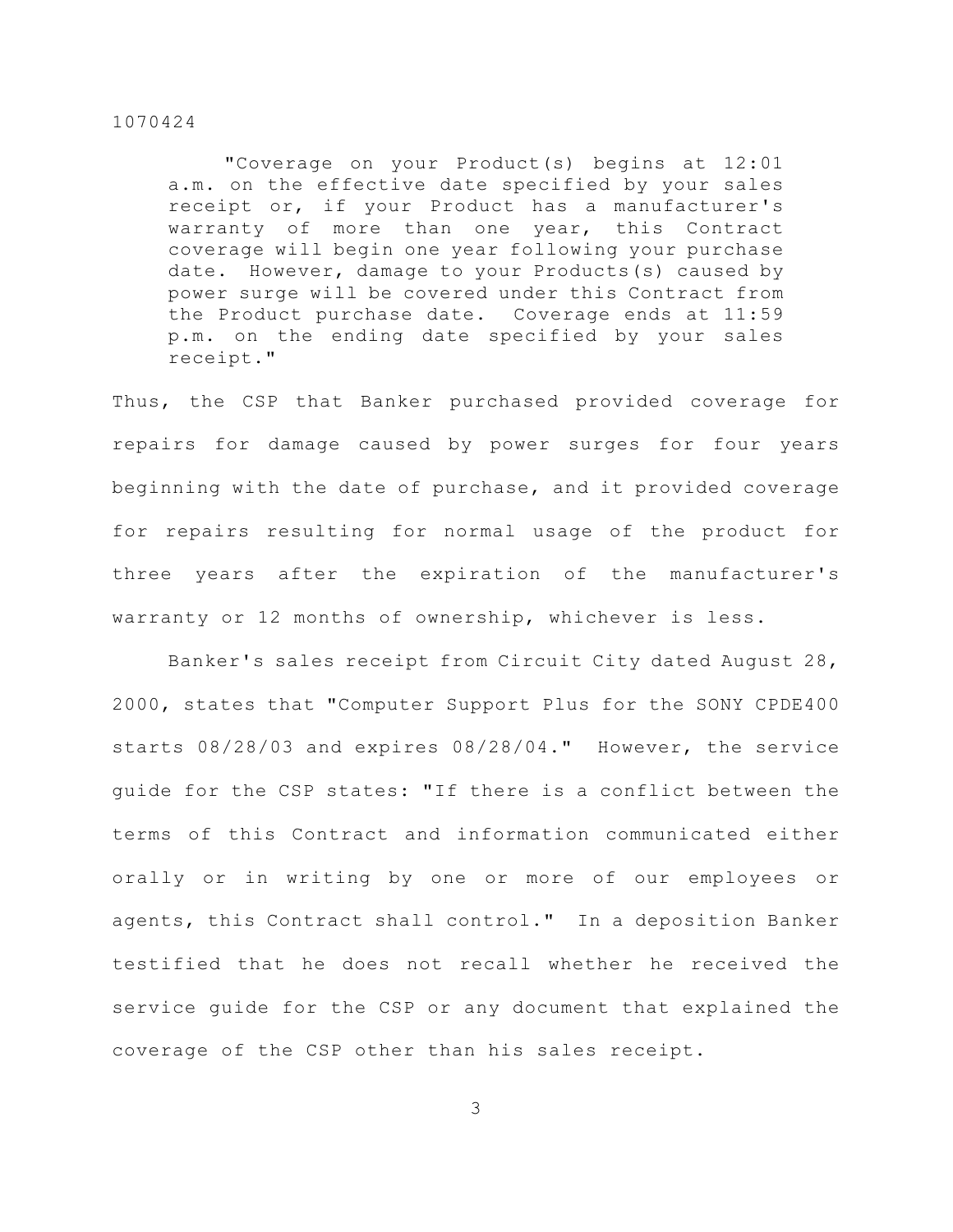> "Coverage on your Product(s) begins at 12:01 a.m. on the effective date specified by your sales receipt or, if your Product has a manufacturer's warranty of more than one year, this Contract coverage will begin one year following your purchase date. However, damage to your Products(s) caused by power surge will be covered under this Contract from the Product purchase date. Coverage ends at 11:59 p.m. on the ending date specified by your sales receipt."

Thus, the CSP that Banker purchased provided coverage for repairs for damage caused by power surges for four years beginning with the date of purchase, and it provided coverage for repairs resulting for normal usage of the product for three years after the expiration of the manufacturer's warranty or 12 months of ownership, whichever is less.

Banker's sales receipt from Circuit City dated August 28, 2000, states that "Computer Support Plus for the SONY CPDE400 starts 08/28/03 and expires 08/28/04." However, the service guide for the CSP states: "If there is a conflict between the terms of this Contract and information communicated either orally or in writing by one or more of our employees or agents, this Contract shall control." In a deposition Banker testified that he does not recall whether he received the service guide for the CSP or any document that explained the coverage of the CSP other than his sales receipt.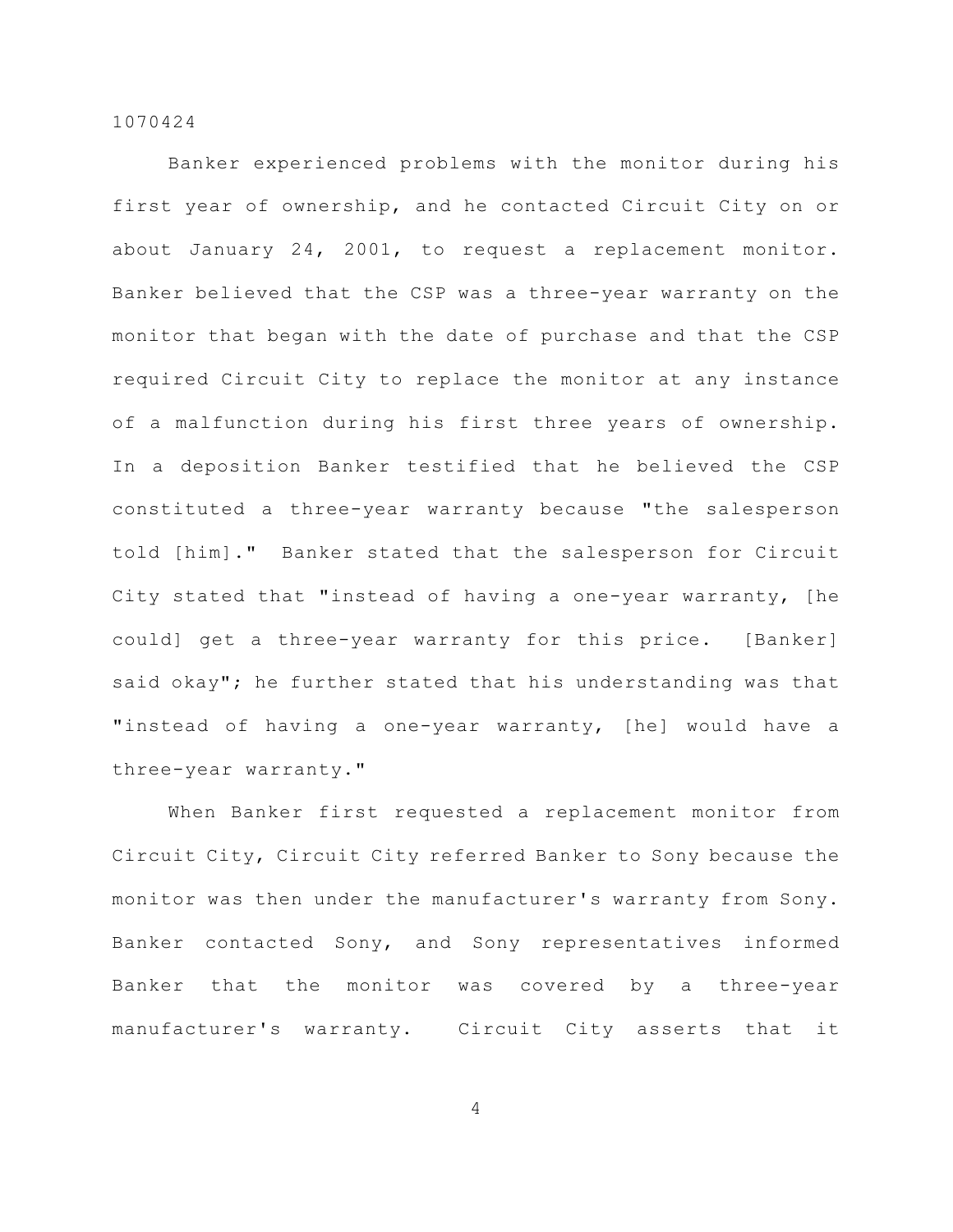Banker experienced problems with the monitor during his first year of ownership, and he contacted Circuit City on or about January 24, 2001, to request a replacement monitor. Banker believed that the CSP was a three-year warranty on the monitor that began with the date of purchase and that the CSP required Circuit City to replace the monitor at any instance of a malfunction during his first three years of ownership. In a deposition Banker testified that he believed the CSP constituted a three-year warranty because "the salesperson told [him]." Banker stated that the salesperson for Circuit City stated that "instead of having a one-year warranty, [he could] get a three-year warranty for this price. [Banker] said okay"; he further stated that his understanding was that "instead of having a one-year warranty, [he] would have a three-year warranty."

When Banker first requested a replacement monitor from Circuit City, Circuit City referred Banker to Sony because the monitor was then under the manufacturer's warranty from Sony. Banker contacted Sony, and Sony representatives informed Banker that the monitor was covered by a three-year manufacturer's warranty. Circuit City asserts that it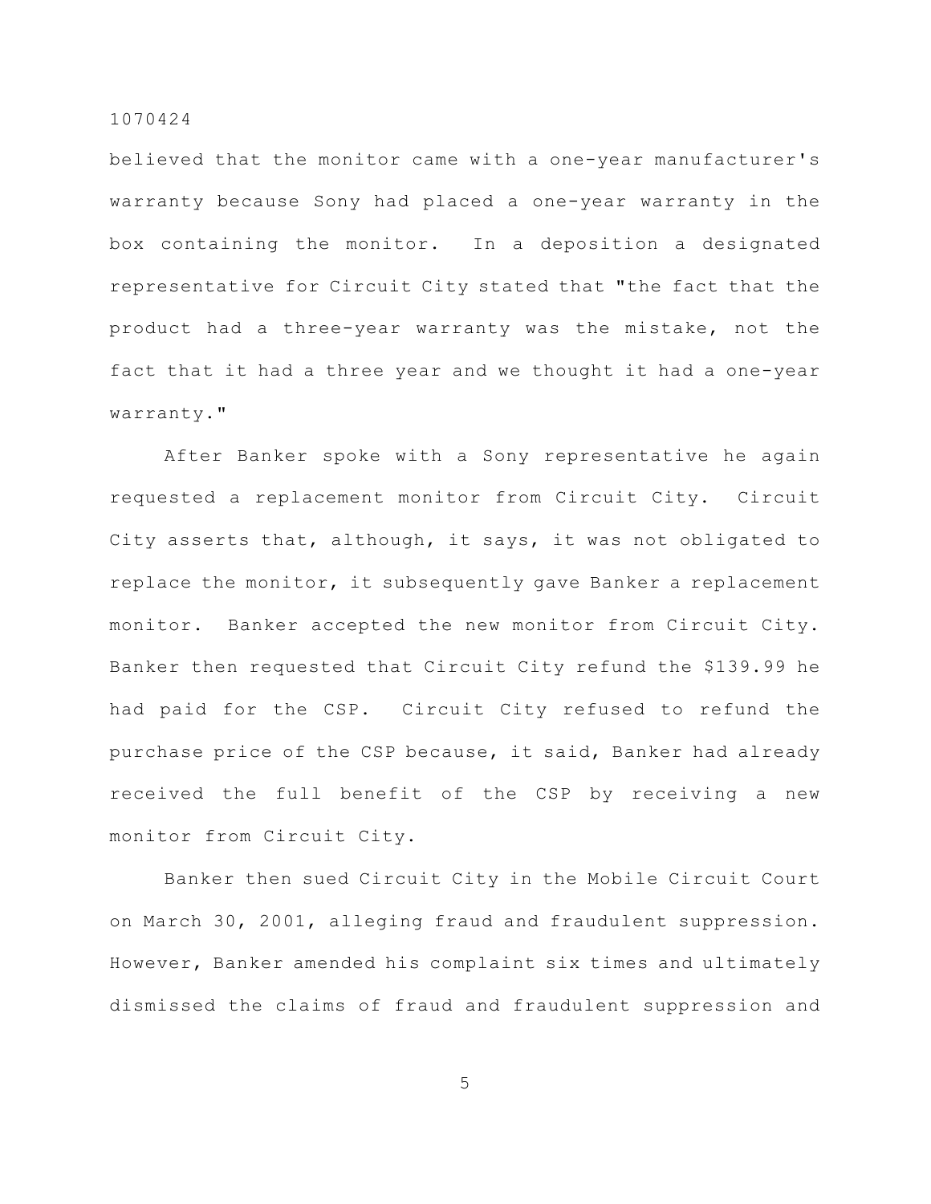believed that the monitor came with a one-year manufacturer's warranty because Sony had placed a one-year warranty in the box containing the monitor. In a deposition a designated representative for Circuit City stated that "the fact that the product had a three-year warranty was the mistake, not the fact that it had a three year and we thought it had a one-year warranty."

After Banker spoke with a Sony representative he again requested a replacement monitor from Circuit City. Circuit City asserts that, although, it says, it was not obligated to replace the monitor, it subsequently gave Banker a replacement monitor. Banker accepted the new monitor from Circuit City. Banker then requested that Circuit City refund the $139.99 he had paid for the CSP. Circuit City refused to refund the purchase price of the CSP because, it said, Banker had already received the full benefit of the CSP by receiving a new monitor from Circuit City.

Banker then sued Circuit City in the Mobile Circuit Court on March 30, 2001, alleging fraud and fraudulent suppression. However, Banker amended his complaint six times and ultimately dismissed the claims of fraud and fraudulent suppression and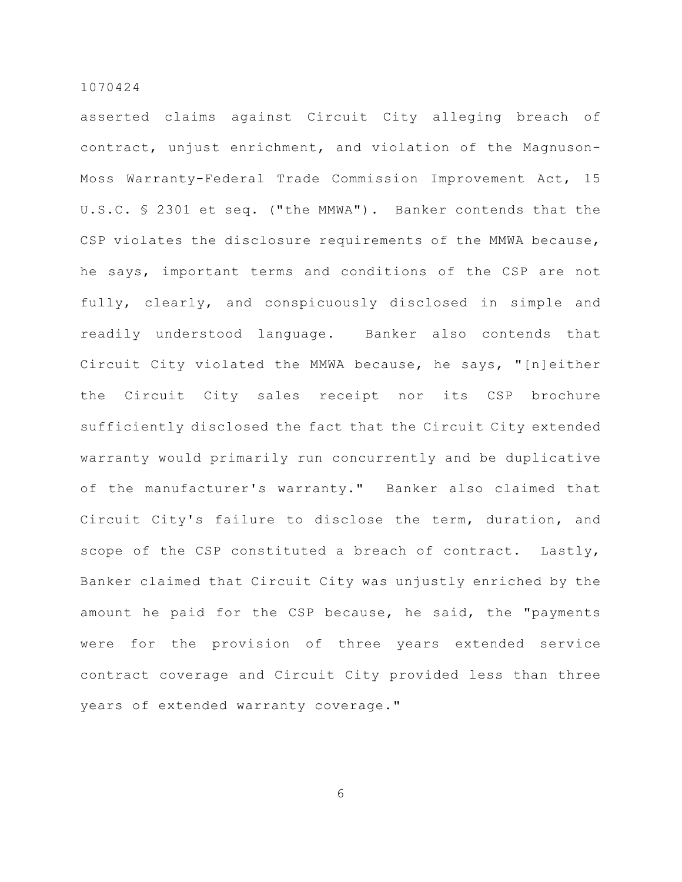asserted claims against Circuit City alleging breach of contract, unjust enrichment, and violation of the Magnuson-Moss Warranty-Federal Trade Commission Improvement Act, 15 U.S.C. § 2301 et seq. ("the MMWA"). Banker contends that the CSP violates the disclosure requirements of the MMWA because, he says, important terms and conditions of the CSP are not fully, clearly, and conspicuously disclosed in simple and readily understood language. Banker also contends that Circuit City violated the MMWA because, he says, "[n]either the Circuit City sales receipt nor its CSP brochure sufficiently disclosed the fact that the Circuit City extended warranty would primarily run concurrently and be duplicative of the manufacturer's warranty." Banker also claimed that Circuit City's failure to disclose the term, duration, and scope of the CSP constituted a breach of contract. Lastly, Banker claimed that Circuit City was unjustly enriched by the amount he paid for the CSP because, he said, the "payments were for the provision of three years extended service contract coverage and Circuit City provided less than three years of extended warranty coverage."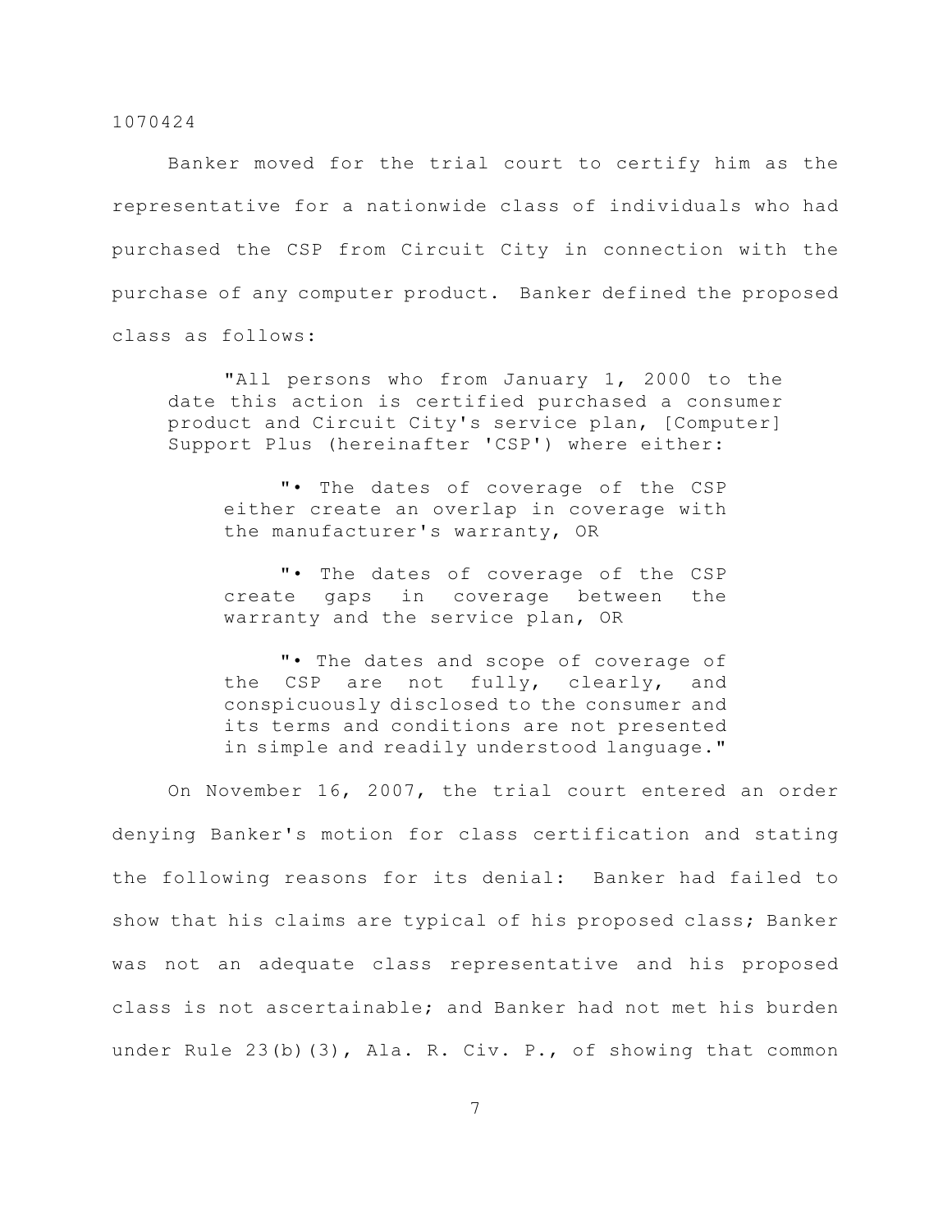Banker moved for the trial court to certify him as the representative for a nationwide class of individuals who had purchased the CSP from Circuit City in connection with the purchase of any computer product. Banker defined the proposed class as follows:

> "All persons who from January 1, 2000 to the date this action is certified purchased a consumer product and Circuit City's service plan, [Computer] Support Plus (hereinafter 'CSP') where either:
>
> > "• The dates of coverage of the CSP either create an overlap in coverage with the manufacturer's warranty, OR
> >
> > "• The dates of coverage of the CSP create gaps in coverage between the warranty and the service plan, OR
> >
> > "• The dates and scope of coverage of the CSP are not fully, clearly, and conspicuously disclosed to the consumer and its terms and conditions are not presented in simple and readily understood language."

On November 16, 2007, the trial court entered an order denying Banker's motion for class certification and stating the following reasons for its denial: Banker had failed to show that his claims are typical of his proposed class; Banker was not an adequate class representative and his proposed class is not ascertainable; and Banker had not met his burden under Rule 23(b)(3), Ala. R. Civ. P., of showing that common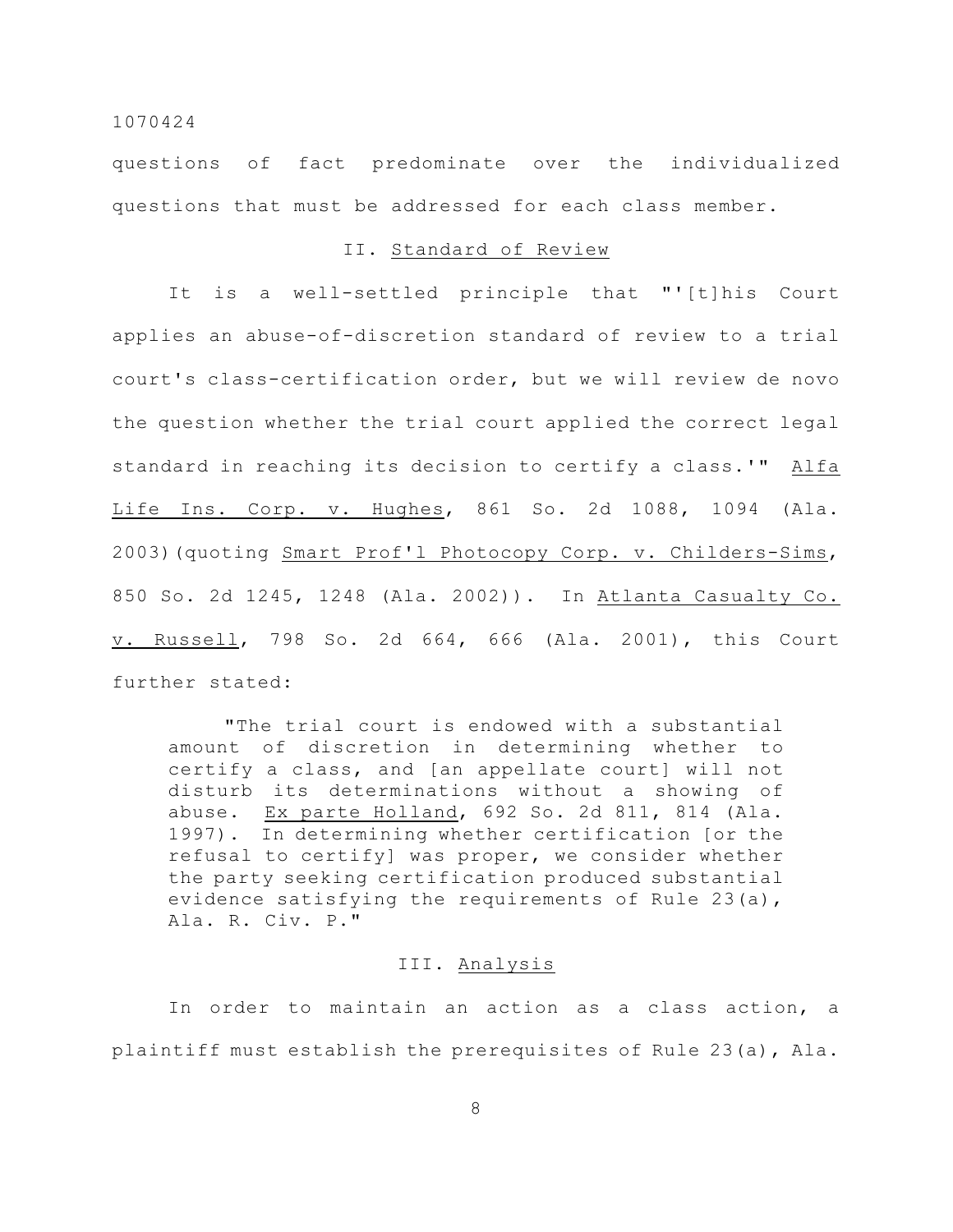questions of fact predominate over the individualized questions that must be addressed for each class member.

## II. Standard of Review

It is a well-settled principle that "'[t]his Court applies an abuse-of-discretion standard of review to a trial court's class-certification order, but we will review de novo the question whether the trial court applied the correct legal standard in reaching its decision to certify a class.'" Alfa Life Ins. Corp. v. Hughes, 861 So. 2d 1088, 1094 (Ala. 2003)(quoting Smart Prof'l Photocopy Corp. v. Childers-Sims, 850 So. 2d 1245, 1248 (Ala. 2002)). In Atlanta Casualty Co. v. Russell, 798 So. 2d 664, 666 (Ala. 2001), this Court further stated:

> "The trial court is endowed with a substantial amount of discretion in determining whether to certify a class, and [an appellate court] will not disturb its determinations without a showing of abuse. Ex parte Holland, 692 So. 2d 811, 814 (Ala. 1997). In determining whether certification [or the refusal to certify] was proper, we consider whether the party seeking certification produced substantial evidence satisfying the requirements of Rule 23(a), Ala. R. Civ. P."

## III. Analysis

In order to maintain an action as a class action, a plaintiff must establish the prerequisites of Rule 23(a), Ala.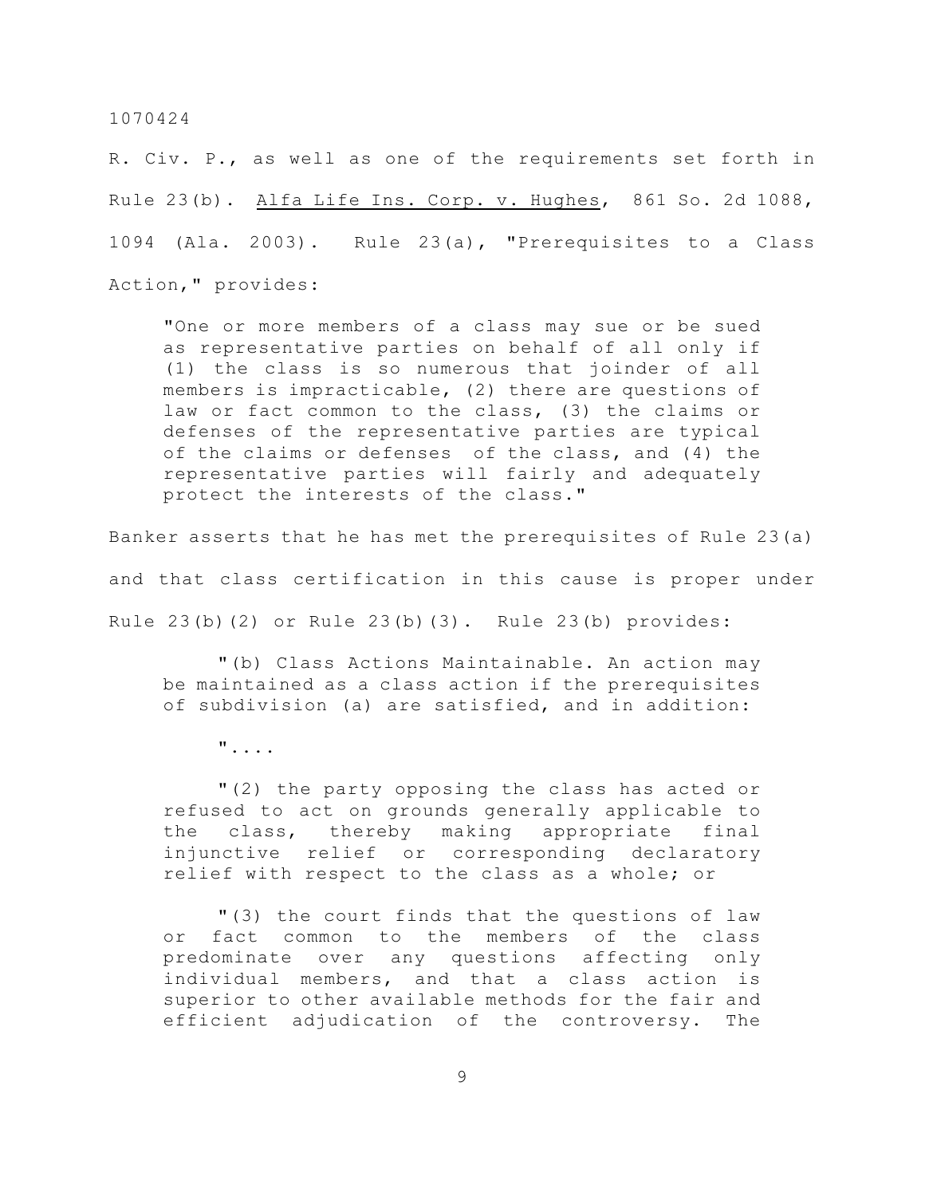R. Civ. P., as well as one of the requirements set forth in Rule 23(b). Alfa Life Ins. Corp. v. Hughes, 861 So. 2d 1088, 1094 (Ala. 2003). Rule 23(a), "Prerequisites to a Class Action," provides:

> "One or more members of a class may sue or be sued as representative parties on behalf of all only if (1) the class is so numerous that joinder of all members is impracticable, (2) there are questions of law or fact common to the class, (3) the claims or defenses of the representative parties are typical of the claims or defenses of the class, and (4) the representative parties will fairly and adequately protect the interests of the class."

Banker asserts that he has met the prerequisites of Rule 23(a) and that class certification in this cause is proper under Rule 23(b)(2) or Rule 23(b)(3). Rule 23(b) provides:

> "(b) Class Actions Maintainable. An action may be maintained as a class action if the prerequisites of subdivision (a) are satisfied, and in addition:
>
> "....
>
> "(2) the party opposing the class has acted or refused to act on grounds generally applicable to the class, thereby making appropriate final injunctive relief or corresponding declaratory relief with respect to the class as a whole; or
>
> "(3) the court finds that the questions of law or fact common to the members of the class predominate over any questions affecting only individual members, and that a class action is superior to other available methods for the fair and efficient adjudication of the controversy. The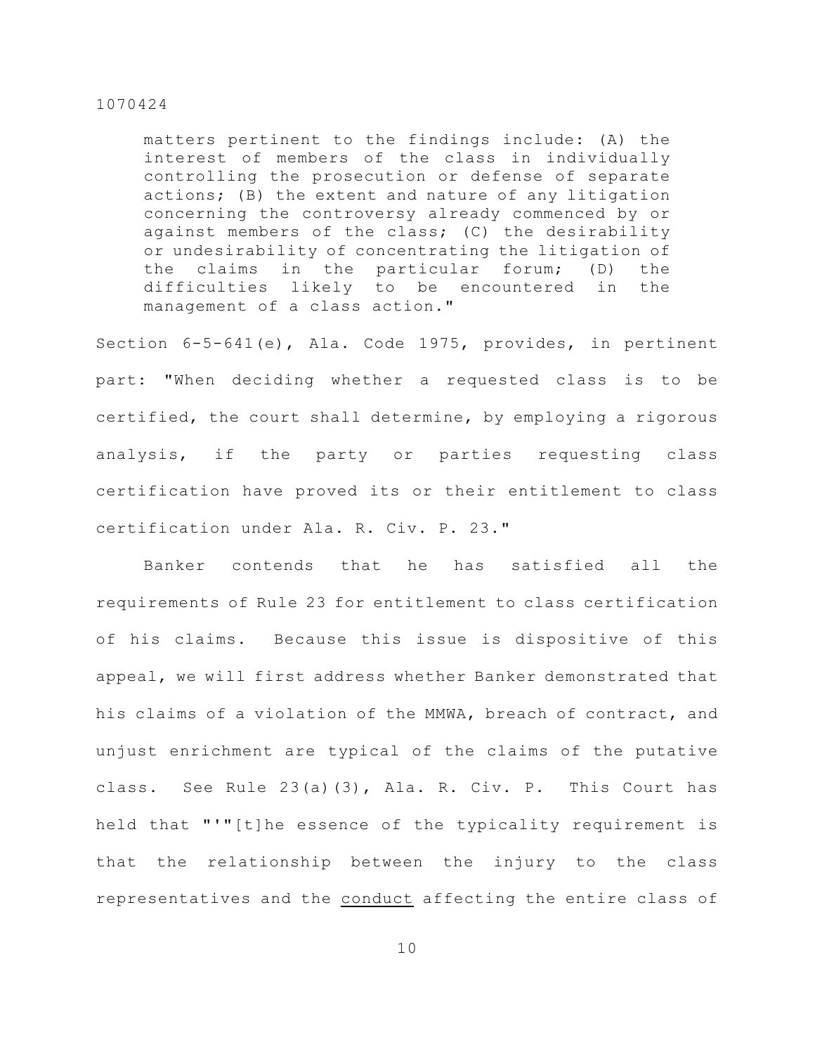> matters pertinent to the findings include: (A) the interest of members of the class in individually controlling the prosecution or defense of separate actions; (B) the extent and nature of any litigation concerning the controversy already commenced by or against members of the class; (C) the desirability or undesirability of concentrating the litigation of the claims in the particular forum; (D) the difficulties likely to be encountered in the management of a class action."

Section 6-5-641(e), Ala. Code 1975, provides, in pertinent part: "When deciding whether a requested class is to be certified, the court shall determine, by employing a rigorous analysis, if the party or parties requesting class certification have proved its or their entitlement to class certification under Ala. R. Civ. P. 23."

Banker contends that he has satisfied all the requirements of Rule 23 for entitlement to class certification of his claims. Because this issue is dispositive of this appeal, we will first address whether Banker demonstrated that his claims of a violation of the MMWA, breach of contract, and unjust enrichment are typical of the claims of the putative class. See Rule 23(a)(3), Ala. R. Civ. P. This Court has held that "'"[t]he essence of the typicality requirement is that the relationship between the injury to the class representatives and the <u>conduct</u> affecting the entire class of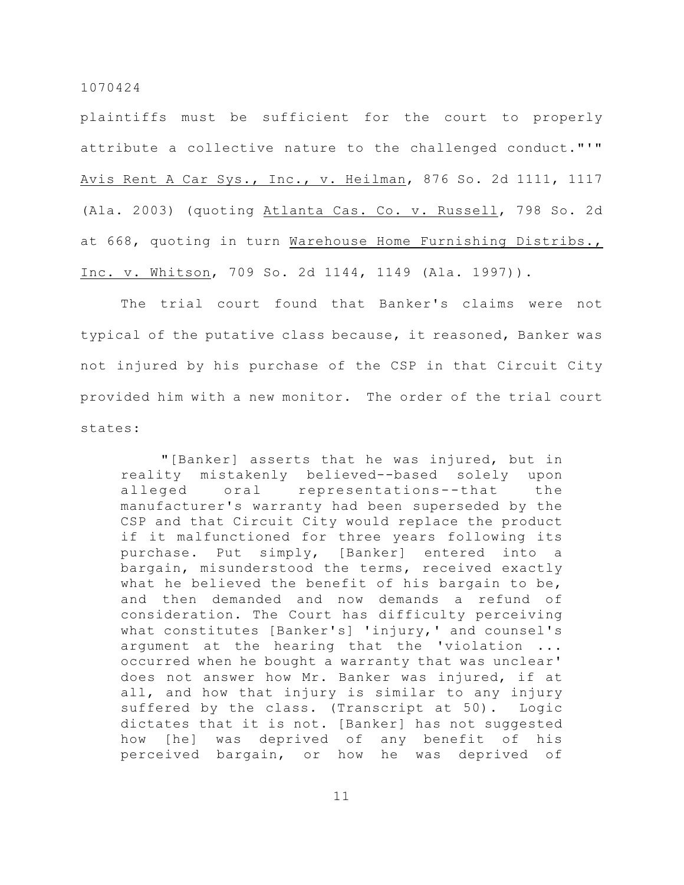plaintiffs must be sufficient for the court to properly attribute a collective nature to the challenged conduct."'" Avis Rent A Car Sys., Inc., v. Heilman, 876 So. 2d 1111, 1117 (Ala. 2003) (quoting Atlanta Cas. Co. v. Russell, 798 So. 2d at 668, quoting in turn Warehouse Home Furnishing Distribs., Inc. v. Whitson, 709 So. 2d 1144, 1149 (Ala. 1997)).

The trial court found that Banker's claims were not typical of the putative class because, it reasoned, Banker was not injured by his purchase of the CSP in that Circuit City provided him with a new monitor. The order of the trial court states:

> "[Banker] asserts that he was injured, but in reality mistakenly believed--based solely upon alleged oral representations--that the manufacturer's warranty had been superseded by the CSP and that Circuit City would replace the product if it malfunctioned for three years following its purchase. Put simply, [Banker] entered into a bargain, misunderstood the terms, received exactly what he believed the benefit of his bargain to be, and then demanded and now demands a refund of consideration. The Court has difficulty perceiving what constitutes [Banker's] 'injury,' and counsel's argument at the hearing that the 'violation ... occurred when he bought a warranty that was unclear' does not answer how Mr. Banker was injured, if at all, and how that injury is similar to any injury suffered by the class. (Transcript at 50). Logic dictates that it is not. [Banker] has not suggested how [he] was deprived of any benefit of his perceived bargain, or how he was deprived of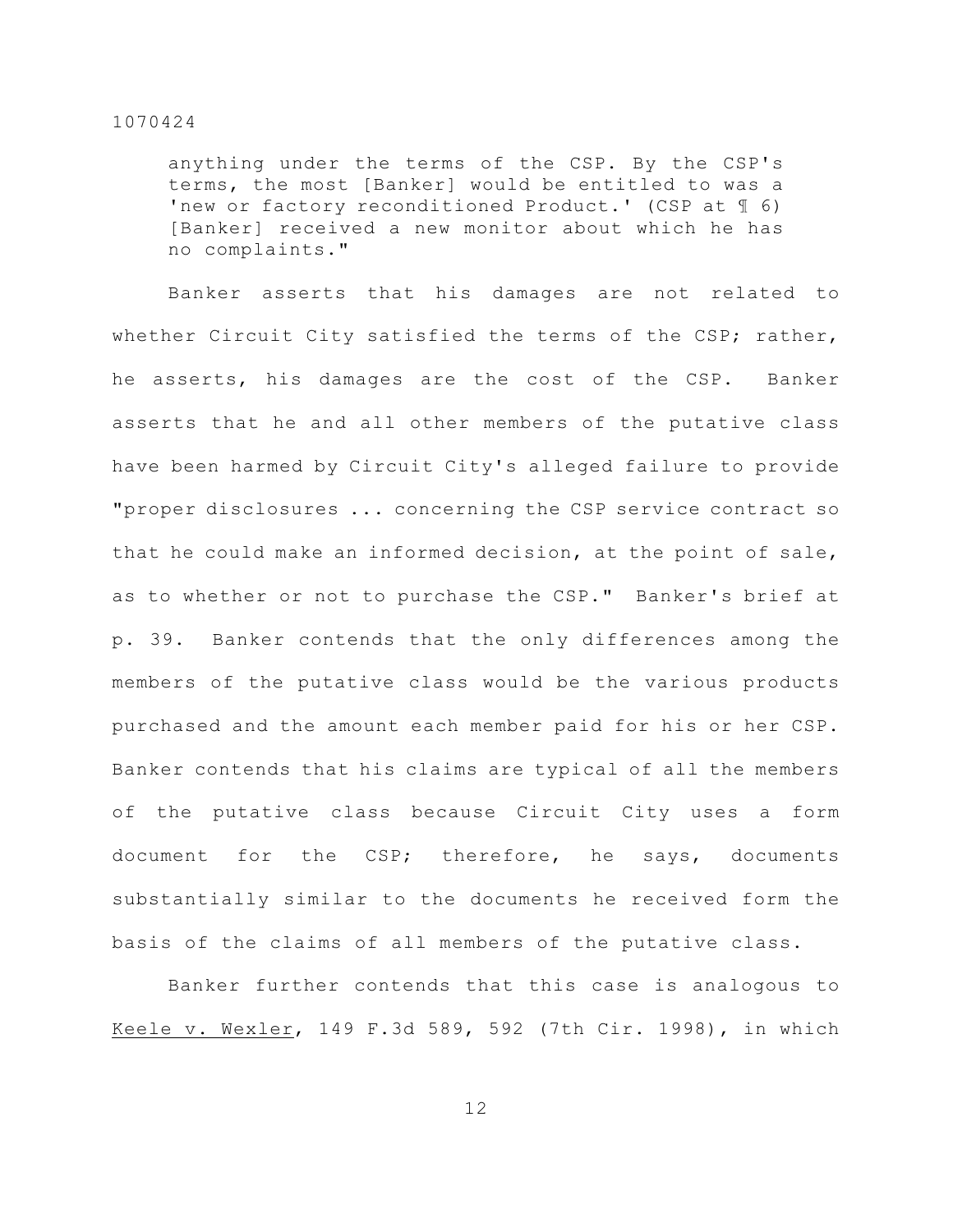anything under the terms of the CSP. By the CSP's terms, the most [Banker] would be entitled to was a 'new or factory reconditioned Product.' (CSP at ¶ 6) [Banker] received a new monitor about which he has no complaints."

Banker asserts that his damages are not related to whether Circuit City satisfied the terms of the CSP; rather, he asserts, his damages are the cost of the CSP. Banker asserts that he and all other members of the putative class have been harmed by Circuit City's alleged failure to provide "proper disclosures ... concerning the CSP service contract so that he could make an informed decision, at the point of sale, as to whether or not to purchase the CSP." Banker's brief at p. 39. Banker contends that the only differences among the members of the putative class would be the various products purchased and the amount each member paid for his or her CSP. Banker contends that his claims are typical of all the members of the putative class because Circuit City uses a form document for the CSP; therefore, he says, documents substantially similar to the documents he received form the basis of the claims of all members of the putative class.

Banker further contends that this case is analogous to Keele v. Wexler, 149 F.3d 589, 592 (7th Cir. 1998), in which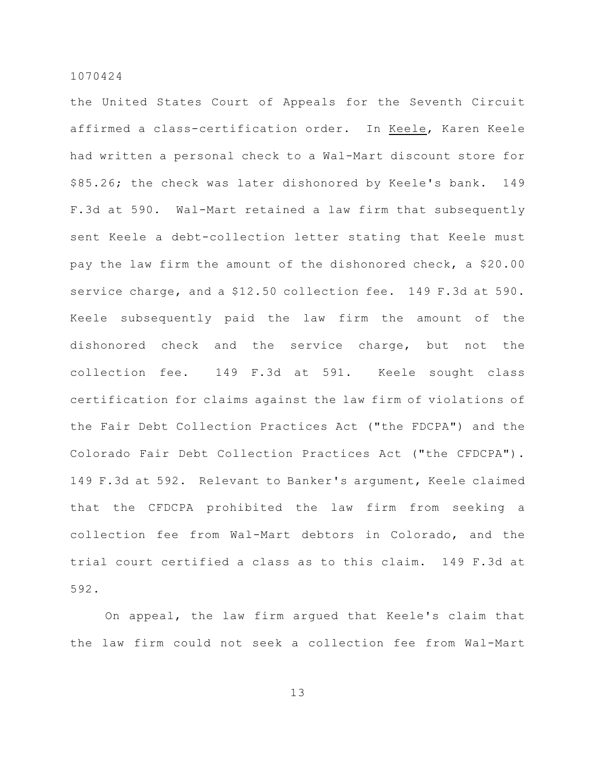the United States Court of Appeals for the Seventh Circuit affirmed a class-certification order. In Keele, Karen Keele had written a personal check to a Wal-Mart discount store for $85.26; the check was later dishonored by Keele's bank. 149 F.3d at 590. Wal-Mart retained a law firm that subsequently sent Keele a debt-collection letter stating that Keele must pay the law firm the amount of the dishonored check, a $20.00 service charge, and a $12.50 collection fee. 149 F.3d at 590. Keele subsequently paid the law firm the amount of the dishonored check and the service charge, but not the collection fee. 149 F.3d at 591. Keele sought class certification for claims against the law firm of violations of the Fair Debt Collection Practices Act ("the FDCPA") and the Colorado Fair Debt Collection Practices Act ("the CFDCPA"). 149 F.3d at 592. Relevant to Banker's argument, Keele claimed that the CFDCPA prohibited the law firm from seeking a collection fee from Wal-Mart debtors in Colorado, and the trial court certified a class as to this claim. 149 F.3d at 592.

On appeal, the law firm argued that Keele's claim that the law firm could not seek a collection fee from Wal-Mart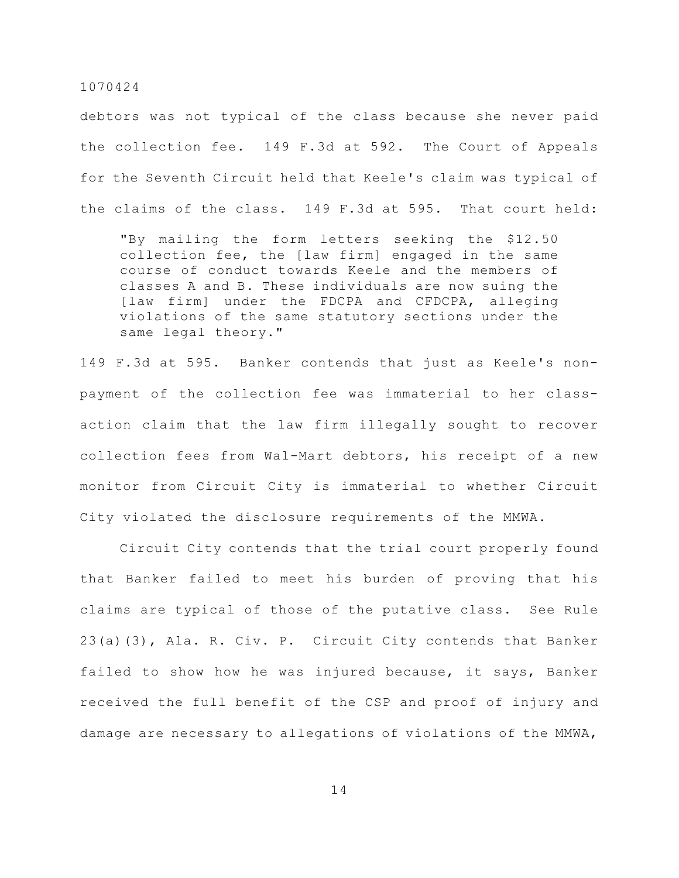debtors was not typical of the class because she never paid the collection fee. 149 F.3d at 592. The Court of Appeals for the Seventh Circuit held that Keele's claim was typical of the claims of the class. 149 F.3d at 595. That court held:

> "By mailing the form letters seeking the $12.50 collection fee, the [law firm] engaged in the same course of conduct towards Keele and the members of classes A and B. These individuals are now suing the [law firm] under the FDCPA and CFDCPA, alleging violations of the same statutory sections under the same legal theory."

149 F.3d at 595. Banker contends that just as Keele's non-payment of the collection fee was immaterial to her class-action claim that the law firm illegally sought to recover collection fees from Wal-Mart debtors, his receipt of a new monitor from Circuit City is immaterial to whether Circuit City violated the disclosure requirements of the MMWA.

Circuit City contends that the trial court properly found that Banker failed to meet his burden of proving that his claims are typical of those of the putative class. See Rule 23(a)(3), Ala. R. Civ. P. Circuit City contends that Banker failed to show how he was injured because, it says, Banker received the full benefit of the CSP and proof of injury and damage are necessary to allegations of violations of the MMWA,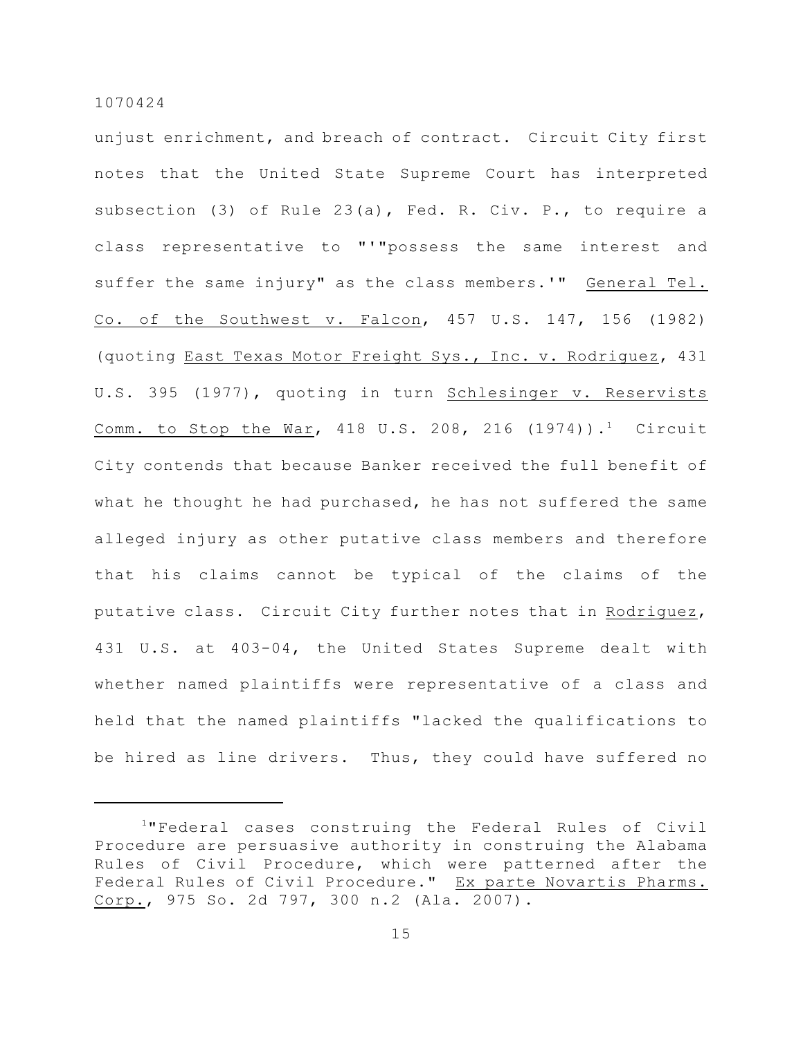unjust enrichment, and breach of contract. Circuit City first notes that the United State Supreme Court has interpreted subsection (3) of Rule 23(a), Fed. R. Civ. P., to require a class representative to "'"possess the same interest and suffer the same injury" as the class members.'" General Tel. Co. of the Southwest v. Falcon, 457 U.S. 147, 156 (1982) (quoting East Texas Motor Freight Sys., Inc. v. Rodriguez, 431 U.S. 395 (1977), quoting in turn Schlesinger v. Reservists Comm. to Stop the War, 418 U.S. 208, 216 (1974)).[1] Circuit City contends that because Banker received the full benefit of what he thought he had purchased, he has not suffered the same alleged injury as other putative class members and therefore that his claims cannot be typical of the claims of the putative class. Circuit City further notes that in Rodriguez, 431 U.S. at 403-04, the United States Supreme dealt with whether named plaintiffs were representative of a class and held that the named plaintiffs "lacked the qualifications to be hired as line drivers. Thus, they could have suffered no

[1] "Federal cases construing the Federal Rules of Civil Procedure are persuasive authority in construing the Alabama Rules of Civil Procedure, which were patterned after the Federal Rules of Civil Procedure." Ex parte Novartis Pharms. Corp., 975 So. 2d 797, 300 n.2 (Ala. 2007).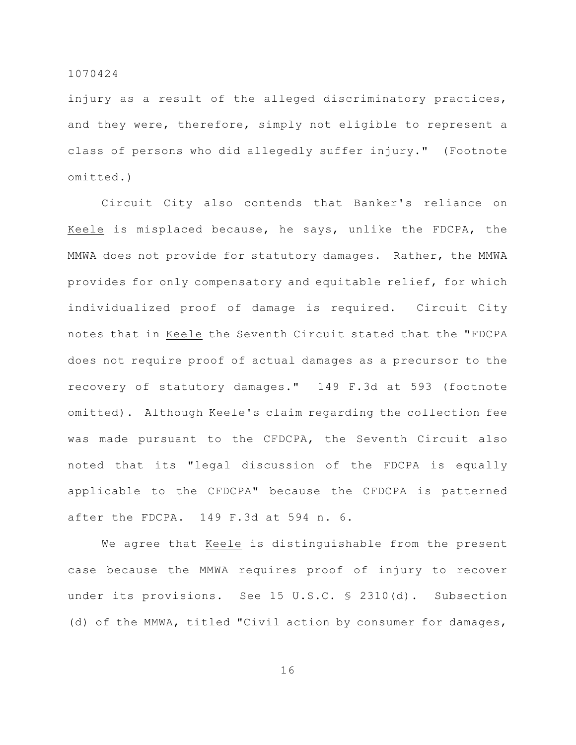injury as a result of the alleged discriminatory practices, and they were, therefore, simply not eligible to represent a class of persons who did allegedly suffer injury." (Footnote omitted.)

Circuit City also contends that Banker's reliance on Keele is misplaced because, he says, unlike the FDCPA, the MMWA does not provide for statutory damages. Rather, the MMWA provides for only compensatory and equitable relief, for which individualized proof of damage is required. Circuit City notes that in Keele the Seventh Circuit stated that the "FDCPA does not require proof of actual damages as a precursor to the recovery of statutory damages." 149 F.3d at 593 (footnote omitted). Although Keele's claim regarding the collection fee was made pursuant to the CFDCPA, the Seventh Circuit also noted that its "legal discussion of the FDCPA is equally applicable to the CFDCPA" because the CFDCPA is patterned after the FDCPA. 149 F.3d at 594 n. 6.

We agree that Keele is distinguishable from the present case because the MMWA requires proof of injury to recover under its provisions. See 15 U.S.C. § 2310(d). Subsection (d) of the MMWA, titled "Civil action by consumer for damages,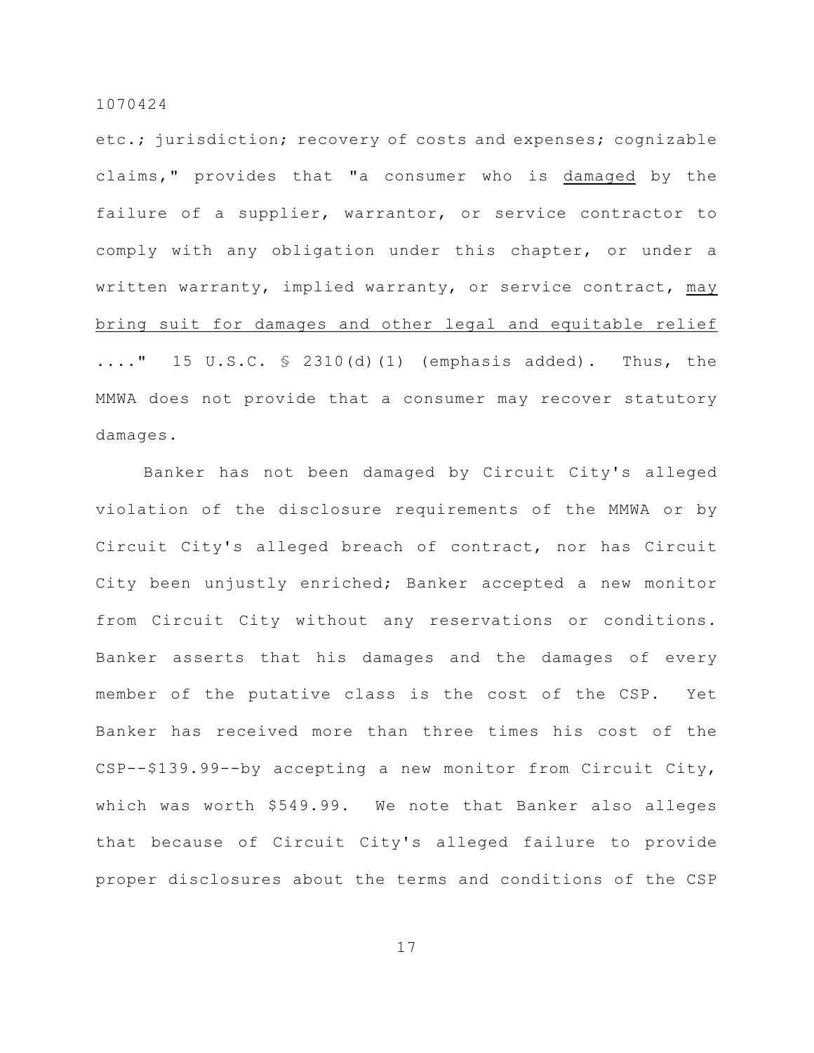etc.; jurisdiction; recovery of costs and expenses; cognizable claims," provides that "a consumer who is <u>damaged</u> by the failure of a supplier, warrantor, or service contractor to comply with any obligation under this chapter, or under a written warranty, implied warranty, or service contract, <u>may bring suit for damages and other legal and equitable relief</u> ...." 15 U.S.C. § 2310(d)(1) (emphasis added). Thus, the MMWA does not provide that a consumer may recover statutory damages.

Banker has not been damaged by Circuit City's alleged violation of the disclosure requirements of the MMWA or by Circuit City's alleged breach of contract, nor has Circuit City been unjustly enriched; Banker accepted a new monitor from Circuit City without any reservations or conditions. Banker asserts that his damages and the damages of every member of the putative class is the cost of the CSP. Yet Banker has received more than three times his cost of the CSP--$139.99--by accepting a new monitor from Circuit City, which was worth $549.99. We note that Banker also alleges that because of Circuit City's alleged failure to provide proper disclosures about the terms and conditions of the CSP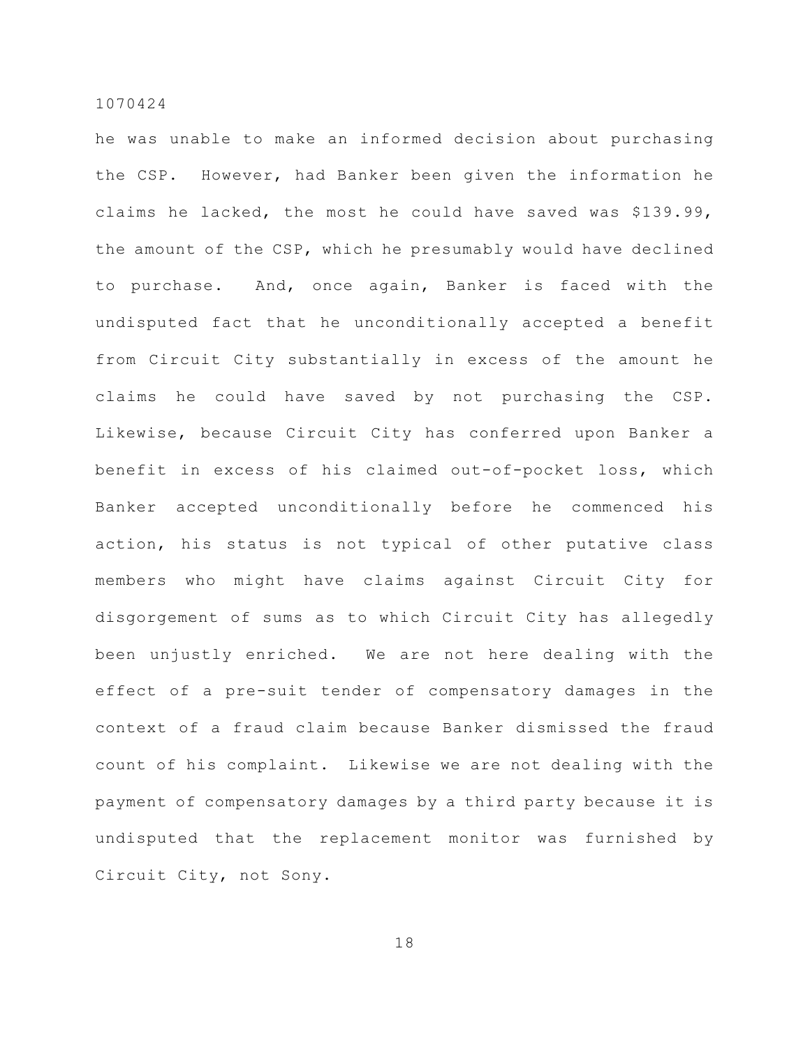he was unable to make an informed decision about purchasing the CSP. However, had Banker been given the information he claims he lacked, the most he could have saved was $139.99, the amount of the CSP, which he presumably would have declined to purchase. And, once again, Banker is faced with the undisputed fact that he unconditionally accepted a benefit from Circuit City substantially in excess of the amount he claims he could have saved by not purchasing the CSP. Likewise, because Circuit City has conferred upon Banker a benefit in excess of his claimed out-of-pocket loss, which Banker accepted unconditionally before he commenced his action, his status is not typical of other putative class members who might have claims against Circuit City for disgorgement of sums as to which Circuit City has allegedly been unjustly enriched. We are not here dealing with the effect of a pre-suit tender of compensatory damages in the context of a fraud claim because Banker dismissed the fraud count of his complaint. Likewise we are not dealing with the payment of compensatory damages by a third party because it is undisputed that the replacement monitor was furnished by Circuit City, not Sony.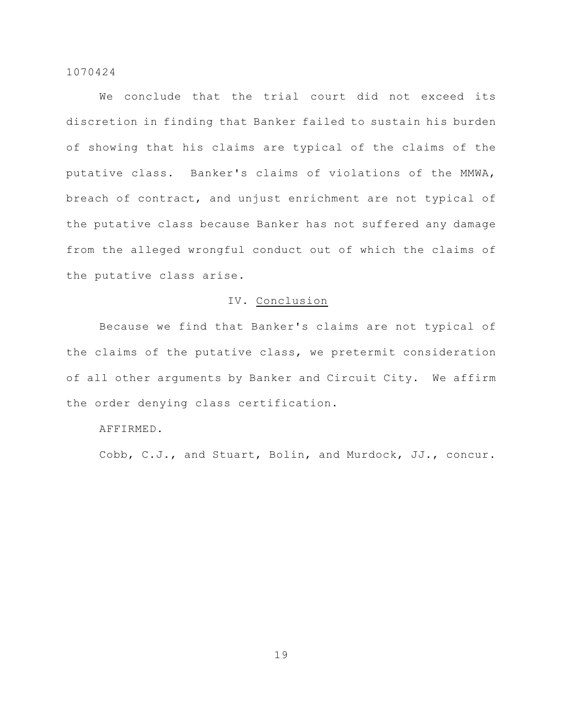We conclude that the trial court did not exceed its discretion in finding that Banker failed to sustain his burden of showing that his claims are typical of the claims of the putative class. Banker's claims of violations of the MMWA, breach of contract, and unjust enrichment are not typical of the putative class because Banker has not suffered any damage from the alleged wrongful conduct out of which the claims of the putative class arise.

## IV. Conclusion

Because we find that Banker's claims are not typical of the claims of the putative class, we pretermit consideration of all other arguments by Banker and Circuit City. We affirm the order denying class certification.

AFFIRMED.

Cobb, C.J., and Stuart, Bolin, and Murdock, JJ., concur.